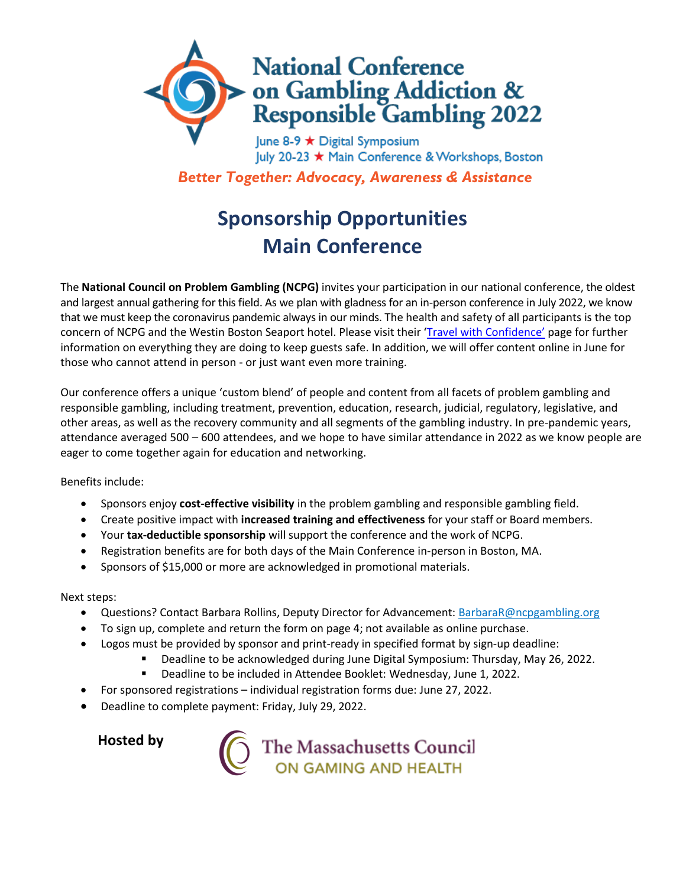# National Conference on Gambling Addiction & Responsible Gambling 2022

June 8-9 ★ Digital Symposium
July 20-23 ★ Main Conference & Workshops, Boston

*Better Together: Advocacy, Awareness & Assistance*

## Sponsorship Opportunities
## Main Conference

The **National Council on Problem Gambling (NCPG)** invites your participation in our national conference, the oldest and largest annual gathering for this field. As we plan with gladness for an in-person conference in July 2022, we know that we must keep the coronavirus pandemic always in our minds. The health and safety of all participants is the top concern of NCPG and the Westin Boston Seaport hotel. Please visit their 'Travel with Confidence' page for further information on everything they are doing to keep guests safe. In addition, we will offer content online in June for those who cannot attend in person - or just want even more training.

Our conference offers a unique 'custom blend' of people and content from all facets of problem gambling and responsible gambling, including treatment, prevention, education, research, judicial, regulatory, legislative, and other areas, as well as the recovery community and all segments of the gambling industry. In pre-pandemic years, attendance averaged 500 – 600 attendees, and we hope to have similar attendance in 2022 as we know people are eager to come together again for education and networking.

Benefits include:

- Sponsors enjoy **cost-effective visibility** in the problem gambling and responsible gambling field.
- Create positive impact with **increased training and effectiveness** for your staff or Board members.
- Your **tax-deductible sponsorship** will support the conference and the work of NCPG.
- Registration benefits are for both days of the Main Conference in-person in Boston, MA.
- Sponsors of $15,000 or more are acknowledged in promotional materials.

Next steps:

- Questions? Contact Barbara Rollins, Deputy Director for Advancement: BarbaraR@ncpgambling.org
- To sign up, complete and return the form on page 4; not available as online purchase.
- Logos must be provided by sponsor and print-ready in specified format by sign-up deadline:
  - Deadline to be acknowledged during June Digital Symposium: Thursday, May 26, 2022.
  - Deadline to be included in Attendee Booklet: Wednesday, June 1, 2022.
- For sponsored registrations – individual registration forms due: June 27, 2022.
- Deadline to complete payment: Friday, July 29, 2022.

**Hosted by** The Massachusetts Council on Gaming and Health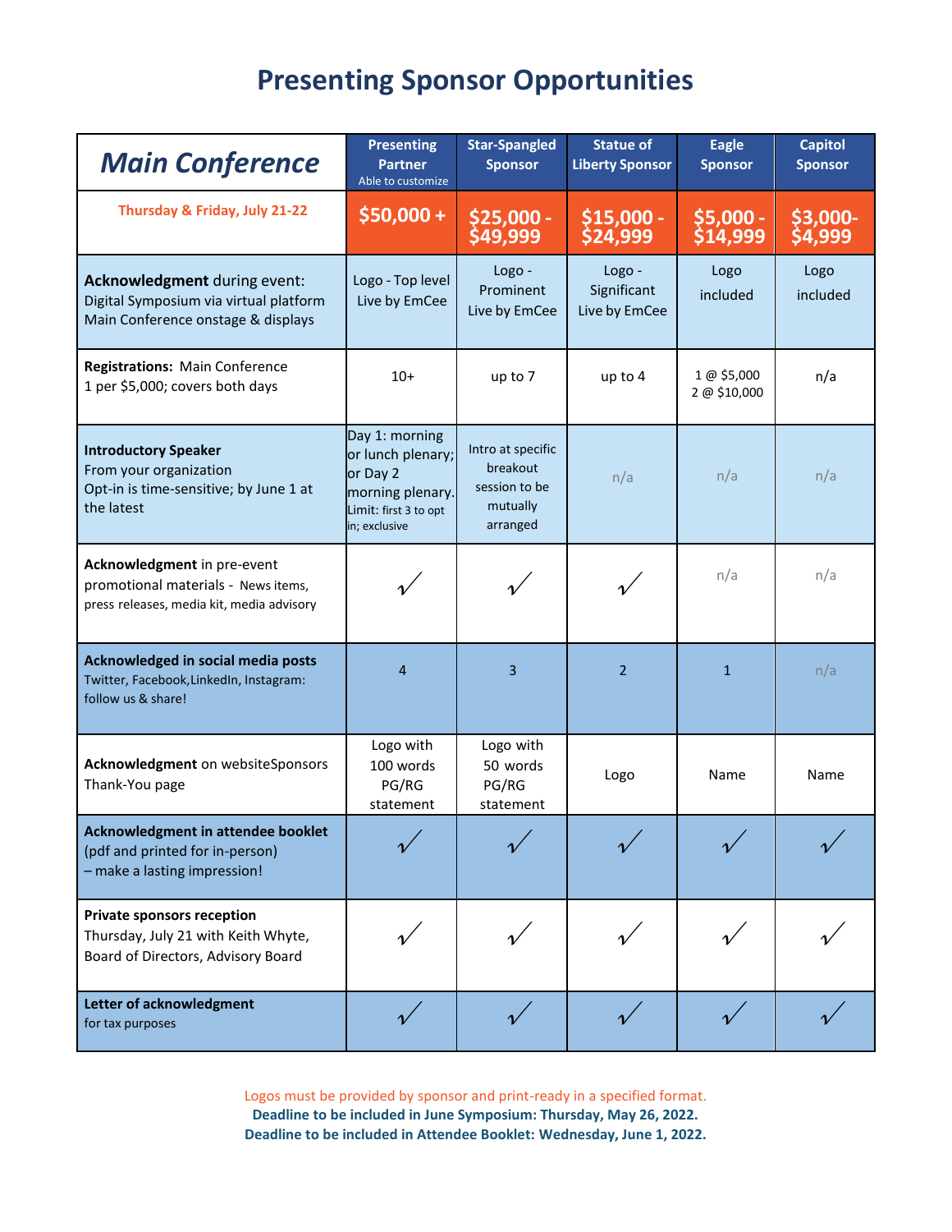# Presenting Sponsor Opportunities

| *Main Conference* | Presenting Partner<br>Able to customize | Star-Spangled Sponsor | Statue of Liberty Sponsor | Eagle Sponsor | Capitol Sponsor |
|---|---|---|---|---|---|
| Thursday & Friday, July 21-22 | $50,000 + | $25,000 - $49,999 | $15,000 - $24,999 | $5,000 - $14,999 | $3,000-$4,999 |
| **Acknowledgment** during event:<br>Digital Symposium via virtual platform<br>Main Conference onstage & displays | Logo - Top level<br>Live by EmCee | Logo - Prominent<br>Live by EmCee | Logo - Significant<br>Live by EmCee | Logo included | Logo included |
| **Registrations:** Main Conference<br>1 per $5,000; covers both days | 10+ | up to 7 | up to 4 | 1 @ $5,000<br>2 @ $10,000 | n/a |
| **Introductory Speaker**<br>From your organization<br>Opt-in is time-sensitive; by June 1 at the latest | Day 1: morning or lunch plenary; or Day 2 morning plenary.<br>Limit: first 3 to opt in; exclusive | Intro at specific breakout session to be mutually arranged | n/a | n/a | n/a |
| **Acknowledgment** in pre-event promotional materials - News items, press releases, media kit, media advisory | ✓ | ✓ | ✓ | n/a | n/a |
| **Acknowledged in social media posts**<br>Twitter, Facebook,LinkedIn, Instagram: follow us & share! | 4 | 3 | 2 | 1 | n/a |
| **Acknowledgment** on websiteSponsors Thank-You page | Logo with 100 words PG/RG statement | Logo with 50 words PG/RG statement | Logo | Name | Name |
| **Acknowledgment in attendee booklet**<br>(pdf and printed for in-person)<br>– make a lasting impression! | ✓ | ✓ | ✓ | ✓ | ✓ |
| **Private sponsors reception**<br>Thursday, July 21 with Keith Whyte, Board of Directors, Advisory Board | ✓ | ✓ | ✓ | ✓ | ✓ |
| **Letter of acknowledgment**<br>for tax purposes | ✓ | ✓ | ✓ | ✓ | ✓ |

Logos must be provided by sponsor and print-ready in a specified format.

**Deadline to be included in June Symposium: Thursday, May 26, 2022.**

**Deadline to be included in Attendee Booklet: Wednesday, June 1, 2022.**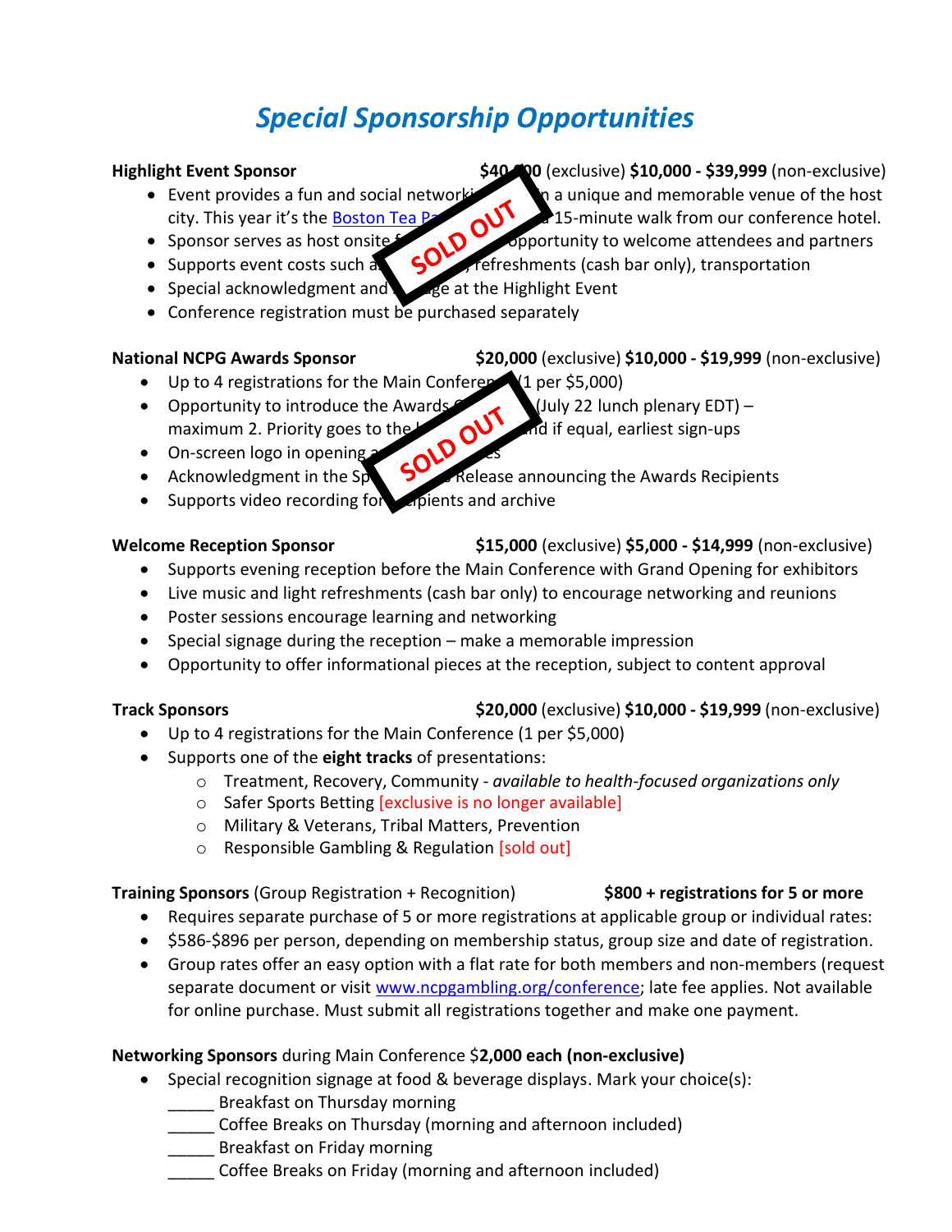# *Special Sponsorship Opportunities*

**Highlight Event Sponsor** **$40,000** (exclusive) **$10,000 - $39,999** (non-exclusive)

SOLD OUT

- Event provides a fun and social network... in a unique and memorable venue of the host city. This year it's the [Boston Tea Pa...] ...a 15-minute walk from our conference hotel.
- Sponsor serves as host onsite f... opportunity to welcome attendees and partners
- Supports event costs such a... refreshments (cash bar only), transportation
- Special acknowledgment and ...ge at the Highlight Event
- Conference registration must be purchased separately

**National NCPG Awards Sponsor** **$20,000** (exclusive) **$10,000 - $19,999** (non-exclusive)

SOLD OUT

- Up to 4 registrations for the Main Conferen... (1 per $5,000)
- Opportunity to introduce the Awards ... (July 22 lunch plenary EDT) – maximum 2. Priority goes to the ... nd if equal, earliest sign-ups
- On-screen logo in opening ...s
- Acknowledgment in the Sp... Release announcing the Awards Recipients
- Supports video recording for ...cipients and archive

**Welcome Reception Sponsor** **$15,000** (exclusive) **$5,000 - $14,999** (non-exclusive)

- Supports evening reception before the Main Conference with Grand Opening for exhibitors
- Live music and light refreshments (cash bar only) to encourage networking and reunions
- Poster sessions encourage learning and networking
- Special signage during the reception – make a memorable impression
- Opportunity to offer informational pieces at the reception, subject to content approval

**Track Sponsors** **$20,000** (exclusive) **$10,000 - $19,999** (non-exclusive)

- Up to 4 registrations for the Main Conference (1 per $5,000)
- Supports one of the **eight tracks** of presentations:
  - Treatment, Recovery, Community - *available to health-focused organizations only*
  - Safer Sports Betting [exclusive is no longer available]
  - Military & Veterans, Tribal Matters, Prevention
  - Responsible Gambling & Regulation [sold out]

**Training Sponsors** (Group Registration + Recognition) **$800 + registrations for 5 or more**

- Requires separate purchase of 5 or more registrations at applicable group or individual rates:
- $586-$896 per person, depending on membership status, group size and date of registration.
- Group rates offer an easy option with a flat rate for both members and non-members (request separate document or visit [www.ncpgambling.org/conference](www.ncpgambling.org/conference); late fee applies. Not available for online purchase. Must submit all registrations together and make one payment.

**Networking Sponsors** during Main Conference $**2,000 each (non-exclusive)**

- Special recognition signage at food & beverage displays. Mark your choice(s):
  _____ Breakfast on Thursday morning
  _____ Coffee Breaks on Thursday (morning and afternoon included)
  _____ Breakfast on Friday morning
  _____ Coffee Breaks on Friday (morning and afternoon included)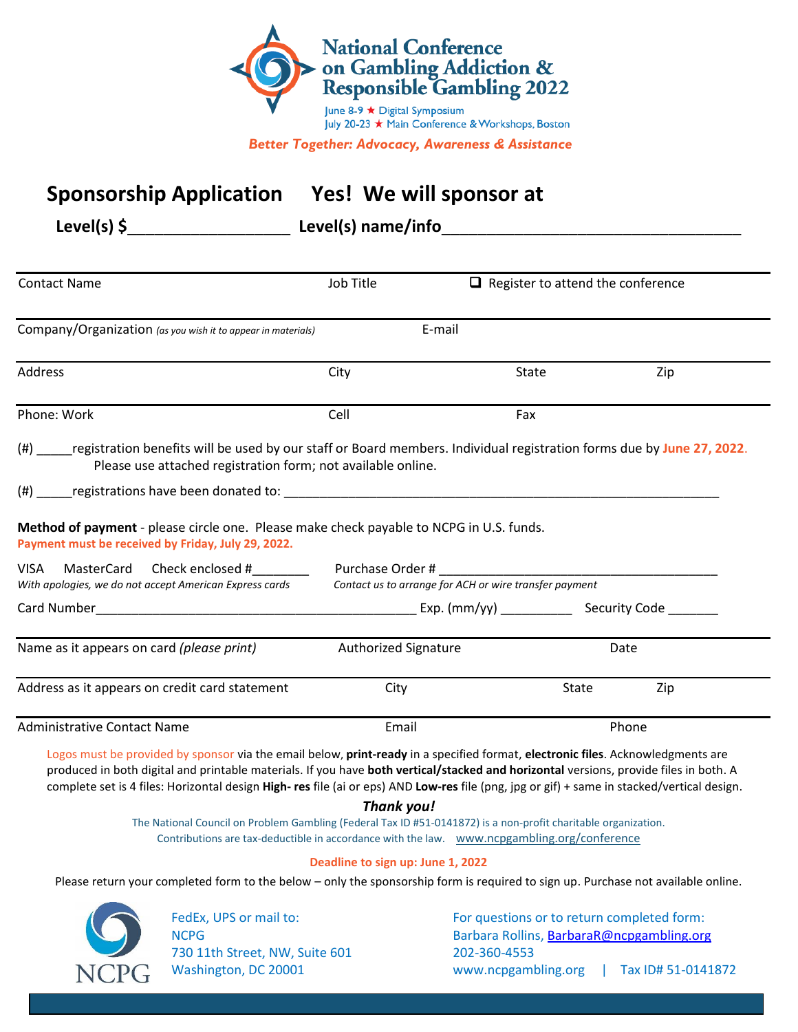# National Conference on Gambling Addiction & Responsible Gambling 2022

June 8-9 ★ Digital Symposium
July 20-23 ★ Main Conference & Workshops, Boston

*Better Together: Advocacy, Awareness & Assistance*

## Sponsorship Application Yes! We will sponsor at

**Level(s) $___________________ Level(s) name/info___________________________________**

| Contact Name | Job Title | ❑ Register to attend the conference | |
|---|---|---|---|
| Company/Organization *(as you wish it to appear in materials)* | E-mail | | |
| Address | City | State | Zip |
| Phone: Work | Cell | Fax | |

(#) _____registration benefits will be used by our staff or Board members. Individual registration forms due by **June 27, 2022**. Please use attached registration form; not available online.

(#) _____registrations have been donated to: ______________________________________________________________

**Method of payment** - please circle one. Please make check payable to NCPG in U.S. funds.
**Payment must be received by Friday, July 29, 2022.**

VISA MasterCard Check enclosed #________ Purchase Order # ________________________________________
*With apologies, we do not accept American Express cards* *Contact us to arrange for ACH or wire transfer payment*

Card Number______________________________________________ Exp. (mm/yy) __________ Security Code _______

| Name as it appears on card *(please print)* | Authorized Signature | Date | |
|---|---|---|---|
| Address as it appears on credit card statement | City | State | Zip |
| Administrative Contact Name | Email | Phone | |

Logos must be provided by sponsor via the email below, **print-ready** in a specified format, **electronic files**. Acknowledgments are produced in both digital and printable materials. If you have **both vertical/stacked and horizontal** versions, provide files in both. A complete set is 4 files: Horizontal design **High- res** file (ai or eps) AND **Low-res** file (png, jpg or gif) + same in stacked/vertical design.

***Thank you!***

The National Council on Problem Gambling (Federal Tax ID #51-0141872) is a non-profit charitable organization.
Contributions are tax-deductible in accordance with the law. www.ncpgambling.org/conference

**Deadline to sign up: June 1, 2022**

Please return your completed form to the below – only the sponsorship form is required to sign up. Purchase not available online.

NCPG

FedEx, UPS or mail to:
NCPG
730 11th Street, NW, Suite 601
Washington, DC 20001

For questions or to return completed form:
Barbara Rollins, BarbaraR@ncpgambling.org
202-360-4553
www.ncpgambling.org | Tax ID# 51-0141872